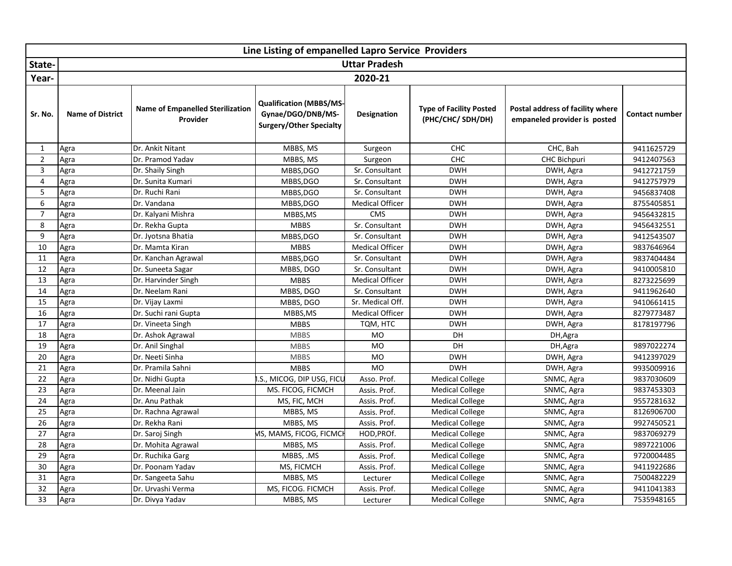| Line Listing of empanelled Lapro Service Providers | | | | | | | |
|---|---|---|---|---|---|---|---|
| State- | Uttar Pradesh | | | | | | |
| Year- | 2020-21 | | | | | | |
| Sr. No. | Name of District | Name of Empanelled Sterilization Provider | Qualification (MBBS/MS-Gynae/DGO/DNB/MS-Surgery/Other Specialty | Designation | Type of Facility Posted (PHC/CHC/ SDH/DH) | Postal address of facility where empaneled provider is posted | Contact number |
| 1 | Agra | Dr. Ankit Nitant | MBBS, MS | Surgeon | CHC | CHC, Bah | 9411625729 |
| 2 | Agra | Dr. Pramod Yadav | MBBS, MS | Surgeon | CHC | CHC Bichpuri | 9412407563 |
| 3 | Agra | Dr. Shaily Singh | MBBS,DGO | Sr. Consultant | DWH | DWH, Agra | 9412721759 |
| 4 | Agra | Dr. Sunita Kumari | MBBS,DGO | Sr. Consultant | DWH | DWH, Agra | 9412757979 |
| 5 | Agra | Dr. Ruchi Rani | MBBS,DGO | Sr. Consultant | DWH | DWH, Agra | 9456837408 |
| 6 | Agra | Dr. Vandana | MBBS,DGO | Medical Officer | DWH | DWH, Agra | 8755405851 |
| 7 | Agra | Dr. Kalyani Mishra | MBBS,MS | CMS | DWH | DWH, Agra | 9456432815 |
| 8 | Agra | Dr. Rekha Gupta | MBBS | Sr. Consultant | DWH | DWH, Agra | 9456432551 |
| 9 | Agra | Dr. Jyotsna Bhatia | MBBS,DGO | Sr. Consultant | DWH | DWH, Agra | 9412543507 |
| 10 | Agra | Dr. Mamta Kiran | MBBS | Medical Officer | DWH | DWH, Agra | 9837646964 |
| 11 | Agra | Dr. Kanchan Agrawal | MBBS,DGO | Sr. Consultant | DWH | DWH, Agra | 9837404484 |
| 12 | Agra | Dr. Suneeta Sagar | MBBS, DGO | Sr. Consultant | DWH | DWH, Agra | 9410005810 |
| 13 | Agra | Dr. Harvinder Singh | MBBS | Medical Officer | DWH | DWH, Agra | 8273225699 |
| 14 | Agra | Dr. Neelam Rani | MBBS, DGO | Sr. Consultant | DWH | DWH, Agra | 9411962640 |
| 15 | Agra | Dr. Vijay Laxmi | MBBS, DGO | Sr. Medical Off. | DWH | DWH, Agra | 9410661415 |
| 16 | Agra | Dr. Suchi rani Gupta | MBBS,MS | Medical Officer | DWH | DWH, Agra | 8279773487 |
| 17 | Agra | Dr. Vineeta Singh | MBBS | TQM, HTC | DWH | DWH, Agra | 8178197796 |
| 18 | Agra | Dr. Ashok Agrawal | MBBS | MO | DH | DH,Agra | |
| 19 | Agra | Dr. Anil Singhal | MBBS | MO | DH | DH,Agra | 9897022274 |
| 20 | Agra | Dr. Neeti Sinha | MBBS | MO | DWH | DWH, Agra | 9412397029 |
| 21 | Agra | Dr. Pramila Sahni | MBBS | MO | DWH | DWH, Agra | 9935009916 |
| 22 | Agra | Dr. Nidhi Gupta | .S., MICOG, DIP USG, FICU | Asso. Prof. | Medical College | SNMC, Agra | 9837030609 |
| 23 | Agra | Dr. Meenal Jain | MS. FICOG, FICMCH | Assis. Prof. | Medical College | SNMC, Agra | 9837453303 |
| 24 | Agra | Dr. Anu Pathak | MS, FIC, MCH | Assis. Prof. | Medical College | SNMC, Agra | 9557281632 |
| 25 | Agra | Dr. Rachna Agrawal | MBBS, MS | Assis. Prof. | Medical College | SNMC, Agra | 8126906700 |
| 26 | Agra | Dr. Rekha Rani | MBBS, MS | Assis. Prof. | Medical College | SNMC, Agra | 9927450521 |
| 27 | Agra | Dr. Saroj Singh | MS, MAMS, FICOG, FICMCH | HOD,PROf. | Medical College | SNMC, Agra | 9837069279 |
| 28 | Agra | Dr. Mohita Agrawal | MBBS, MS | Assis. Prof. | Medical College | SNMC, Agra | 9897221006 |
| 29 | Agra | Dr. Ruchika Garg | MBBS, .MS | Assis. Prof. | Medical College | SNMC, Agra | 9720004485 |
| 30 | Agra | Dr. Poonam Yadav | MS, FICMCH | Assis. Prof. | Medical College | SNMC, Agra | 9411922686 |
| 31 | Agra | Dr. Sangeeta Sahu | MBBS, MS | Lecturer | Medical College | SNMC, Agra | 7500482229 |
| 32 | Agra | Dr. Urvashi Verma | MS, FICOG. FICMCH | Assis. Prof. | Medical College | SNMC, Agra | 9411041383 |
| 33 | Agra | Dr. Divya Yadav | MBBS, MS | Lecturer | Medical College | SNMC, Agra | 7535948165 |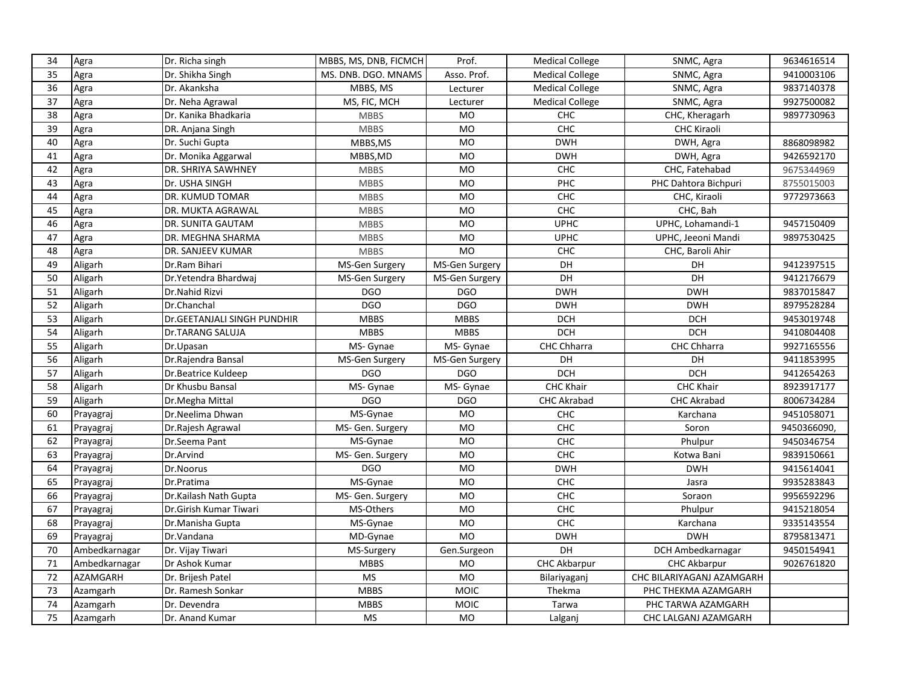| 34 | Agra | Dr. Richa singh | MBBS, MS, DNB, FICMCH | Prof. | Medical College | SNMC, Agra | 9634616514 |
|---|---|---|---|---|---|---|---|
| 35 | Agra | Dr. Shikha Singh | MS. DNB. DGO. MNAMS | Asso. Prof. | Medical College | SNMC, Agra | 9410003106 |
| 36 | Agra | Dr. Akanksha | MBBS, MS | Lecturer | Medical College | SNMC, Agra | 9837140378 |
| 37 | Agra | Dr. Neha Agrawal | MS, FIC, MCH | Lecturer | Medical College | SNMC, Agra | 9927500082 |
| 38 | Agra | Dr. Kanika Bhadkaria | MBBS | MO | CHC | CHC, Kheragarh | 9897730963 |
| 39 | Agra | DR. Anjana Singh | MBBS | MO | CHC | CHC Kiraoli | |
| 40 | Agra | Dr. Suchi Gupta | MBBS,MS | MO | DWH | DWH, Agra | 8868098982 |
| 41 | Agra | Dr. Monika Aggarwal | MBBS,MD | MO | DWH | DWH, Agra | 9426592170 |
| 42 | Agra | DR. SHRIYA SAWHNEY | MBBS | MO | CHC | CHC, Fatehabad | 9675344969 |
| 43 | Agra | Dr. USHA SINGH | MBBS | MO | PHC | PHC Dahtora Bichpuri | 8755015003 |
| 44 | Agra | DR. KUMUD TOMAR | MBBS | MO | CHC | CHC, Kiraoli | 9772973663 |
| 45 | Agra | DR. MUKTA AGRAWAL | MBBS | MO | CHC | CHC, Bah | |
| 46 | Agra | DR. SUNITA GAUTAM | MBBS | MO | UPHC | UPHC, Lohamandi-1 | 9457150409 |
| 47 | Agra | DR. MEGHNA SHARMA | MBBS | MO | UPHC | UPHC, Jeeoni Mandi | 9897530425 |
| 48 | Agra | DR. SANJEEV KUMAR | MBBS | MO | CHC | CHC, Baroli Ahir | |
| 49 | Aligarh | Dr.Ram Bihari | MS-Gen Surgery | MS-Gen Surgery | DH | DH | 9412397515 |
| 50 | Aligarh | Dr.Yetendra Bhardwaj | MS-Gen Surgery | MS-Gen Surgery | DH | DH | 9412176679 |
| 51 | Aligarh | Dr.Nahid Rizvi | DGO | DGO | DWH | DWH | 9837015847 |
| 52 | Aligarh | Dr.Chanchal | DGO | DGO | DWH | DWH | 8979528284 |
| 53 | Aligarh | Dr.GEETANJALI SINGH PUNDHIR | MBBS | MBBS | DCH | DCH | 9453019748 |
| 54 | Aligarh | Dr.TARANG SALUJA | MBBS | MBBS | DCH | DCH | 9410804408 |
| 55 | Aligarh | Dr.Upasan | MS- Gynae | MS- Gynae | CHC Chharra | CHC Chharra | 9927165556 |
| 56 | Aligarh | Dr.Rajendra Bansal | MS-Gen Surgery | MS-Gen Surgery | DH | DH | 9411853995 |
| 57 | Aligarh | Dr.Beatrice Kuldeep | DGO | DGO | DCH | DCH | 9412654263 |
| 58 | Aligarh | Dr Khusbu Bansal | MS- Gynae | MS- Gynae | CHC Khair | CHC Khair | 8923917177 |
| 59 | Aligarh | Dr.Megha Mittal | DGO | DGO | CHC Akrabad | CHC Akrabad | 8006734284 |
| 60 | Prayagraj | Dr.Neelima Dhwan | MS-Gynae | MO | CHC | Karchana | 9451058071 |
| 61 | Prayagraj | Dr.Rajesh Agrawal | MS- Gen. Surgery | MO | CHC | Soron | 9450366090, |
| 62 | Prayagraj | Dr.Seema Pant | MS-Gynae | MO | CHC | Phulpur | 9450346754 |
| 63 | Prayagraj | Dr.Arvind | MS- Gen. Surgery | MO | CHC | Kotwa Bani | 9839150661 |
| 64 | Prayagraj | Dr.Noorus | DGO | MO | DWH | DWH | 9415614041 |
| 65 | Prayagraj | Dr.Pratima | MS-Gynae | MO | CHC | Jasra | 9935283843 |
| 66 | Prayagraj | Dr.Kailash Nath Gupta | MS- Gen. Surgery | MO | CHC | Soraon | 9956592296 |
| 67 | Prayagraj | Dr.Girish Kumar Tiwari | MS-Others | MO | CHC | Phulpur | 9415218054 |
| 68 | Prayagraj | Dr.Manisha Gupta | MS-Gynae | MO | CHC | Karchana | 9335143554 |
| 69 | Prayagraj | Dr.Vandana | MD-Gynae | MO | DWH | DWH | 8795813471 |
| 70 | Ambedkarnagar | Dr. Vijay Tiwari | MS-Surgery | Gen.Surgeon | DH | DCH Ambedkarnagar | 9450154941 |
| 71 | Ambedkarnagar | Dr Ashok Kumar | MBBS | MO | CHC Akbarpur | CHC Akbarpur | 9026761820 |
| 72 | AZAMGARH | Dr. Brijesh Patel | MS | MO | Bilariyaganj | CHC BILARIYAGANJ AZAMGARH | |
| 73 | Azamgarh | Dr. Ramesh Sonkar | MBBS | MOIC | Thekma | PHC THEKMA AZAMGARH | |
| 74 | Azamgarh | Dr. Devendra | MBBS | MOIC | Tarwa | PHC TARWA AZAMGARH | |
| 75 | Azamgarh | Dr. Anand Kumar | MS | MO | Lalganj | CHC LALGANJ AZAMGARH | |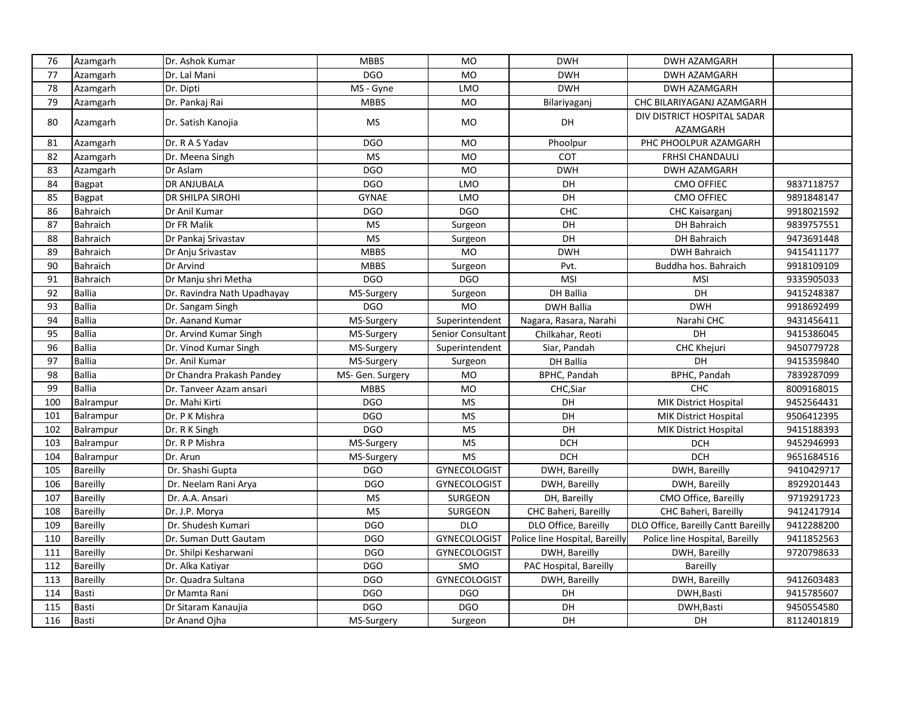| 76 | Azamgarh | Dr. Ashok Kumar | MBBS | MO | DWH | DWH AZAMGARH | |
|---|---|---|---|---|---|---|---|
| 77 | Azamgarh | Dr. Lal Mani | DGO | MO | DWH | DWH AZAMGARH | |
| 78 | Azamgarh | Dr. Dipti | MS - Gyne | LMO | DWH | DWH AZAMGARH | |
| 79 | Azamgarh | Dr. Pankaj Rai | MBBS | MO | Bilariyaganj | CHC BILARIYAGANJ AZAMGARH | |
| 80 | Azamgarh | Dr. Satish Kanojia | MS | MO | DH | DIV DISTRICT HOSPITAL SADAR AZAMGARH | |
| 81 | Azamgarh | Dr. R A S Yadav | DGO | MO | Phoolpur | PHC PHOOLPUR AZAMGARH | |
| 82 | Azamgarh | Dr. Meena Singh | MS | MO | COT | FRHSI CHANDAULI | |
| 83 | Azamgarh | Dr Aslam | DGO | MO | DWH | DWH AZAMGARH | |
| 84 | Bagpat | DR ANJUBALA | DGO | LMO | DH | CMO OFFIEC | 9837118757 |
| 85 | Bagpat | DR SHILPA SIROHI | GYNAE | LMO | DH | CMO OFFIEC | 9891848147 |
| 86 | Bahraich | Dr Anil Kumar | DGO | DGO | CHC | CHC Kaisarganj | 9918021592 |
| 87 | Bahraich | Dr FR Malik | MS | Surgeon | DH | DH Bahraich | 9839757551 |
| 88 | Bahraich | Dr Pankaj Srivastav | MS | Surgeon | DH | DH Bahraich | 9473691448 |
| 89 | Bahraich | Dr Anju Srivastav | MBBS | MO | DWH | DWH Bahraich | 9415411177 |
| 90 | Bahraich | Dr Arvind | MBBS | Surgeon | Pvt. | Buddha hos. Bahraich | 9918109109 |
| 91 | Bahraich | Dr Manju shri Metha | DGO | DGO | MSI | MSI | 9335905033 |
| 92 | Ballia | Dr. Ravindra Nath Upadhayay | MS-Surgery | Surgeon | DH Ballia | DH | 9415248387 |
| 93 | Ballia | Dr. Sangam Singh | DGO | MO | DWH Ballia | DWH | 9918692499 |
| 94 | Ballia | Dr. Aanand Kumar | MS-Surgery | Superintendent | Nagara, Rasara, Narahi | Narahi CHC | 9431456411 |
| 95 | Ballia | Dr. Arvind Kumar Singh | MS-Surgery | Senior Consultant | Chilkahar, Reoti | DH | 9415386045 |
| 96 | Ballia | Dr. Vinod Kumar Singh | MS-Surgery | Superintendent | Siar, Pandah | CHC Khejuri | 9450779728 |
| 97 | Ballia | Dr. Anil Kumar | MS-Surgery | Surgeon | DH Ballia | DH | 9415359840 |
| 98 | Ballia | Dr Chandra Prakash Pandey | MS- Gen. Surgery | MO | BPHC, Pandah | BPHC, Pandah | 7839287099 |
| 99 | Ballia | Dr. Tanveer Azam ansari | MBBS | MO | CHC,Siar | CHC | 8009168015 |
| 100 | Balrampur | Dr. Mahi Kirti | DGO | MS | DH | MIK District Hospital | 9452564431 |
| 101 | Balrampur | Dr. P K Mishra | DGO | MS | DH | MIK District Hospital | 9506412395 |
| 102 | Balrampur | Dr. R K Singh | DGO | MS | DH | MIK District Hospital | 9415188393 |
| 103 | Balrampur | Dr. R P Mishra | MS-Surgery | MS | DCH | DCH | 9452946993 |
| 104 | Balrampur | Dr. Arun | MS-Surgery | MS | DCH | DCH | 9651684516 |
| 105 | Bareilly | Dr. Shashi Gupta | DGO | GYNECOLOGIST | DWH, Bareilly | DWH, Bareilly | 9410429717 |
| 106 | Bareilly | Dr. Neelam Rani Arya | DGO | GYNECOLOGIST | DWH, Bareilly | DWH, Bareilly | 8929201443 |
| 107 | Bareilly | Dr. A.A. Ansari | MS | SURGEON | DH, Bareilly | CMO Office, Bareilly | 9719291723 |
| 108 | Bareilly | Dr. J.P. Morya | MS | SURGEON | CHC Baheri, Bareilly | CHC Baheri, Bareilly | 9412417914 |
| 109 | Bareilly | Dr. Shudesh Kumari | DGO | DLO | DLO Office, Bareilly | DLO Office, Bareilly Cantt Bareilly | 9412288200 |
| 110 | Bareilly | Dr. Suman Dutt Gautam | DGO | GYNECOLOGIST | Police line Hospital, Bareilly | Police line Hospital, Bareilly | 9411852563 |
| 111 | Bareilly | Dr. Shilpi Kesharwani | DGO | GYNECOLOGIST | DWH, Bareilly | DWH, Bareilly | 9720798633 |
| 112 | Bareilly | Dr. Alka Katiyar | DGO | SMO | PAC Hospital, Bareilly | Bareilly | |
| 113 | Bareilly | Dr. Quadra Sultana | DGO | GYNECOLOGIST | DWH, Bareilly | DWH, Bareilly | 9412603483 |
| 114 | Basti | Dr Mamta Rani | DGO | DGO | DH | DWH,Basti | 9415785607 |
| 115 | Basti | Dr Sitaram Kanaujia | DGO | DGO | DH | DWH,Basti | 9450554580 |
| 116 | Basti | Dr Anand Ojha | MS-Surgery | Surgeon | DH | DH | 8112401819 |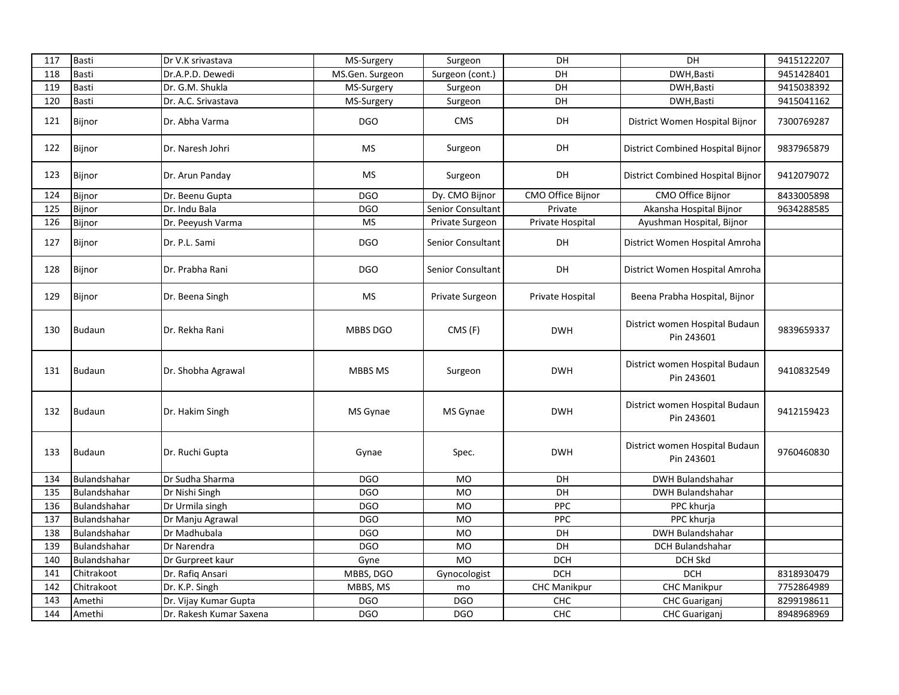| 117 | Basti | Dr V.K srivastava | MS-Surgery | Surgeon | DH | DH | 9415122207 |
|---|---|---|---|---|---|---|---|
| 118 | Basti | Dr.A.P.D. Dewedi | MS.Gen. Surgeon | Surgeon (cont.) | DH | DWH,Basti | 9451428401 |
| 119 | Basti | Dr. G.M. Shukla | MS-Surgery | Surgeon | DH | DWH,Basti | 9415038392 |
| 120 | Basti | Dr. A.C. Srivastava | MS-Surgery | Surgeon | DH | DWH,Basti | 9415041162 |
| 121 | Bijnor | Dr. Abha Varma | DGO | CMS | DH | District Women Hospital Bijnor | 7300769287 |
| 122 | Bijnor | Dr. Naresh Johri | MS | Surgeon | DH | District Combined Hospital Bijnor | 9837965879 |
| 123 | Bijnor | Dr. Arun Panday | MS | Surgeon | DH | District Combined Hospital Bijnor | 9412079072 |
| 124 | Bijnor | Dr. Beenu Gupta | DGO | Dy. CMO Bijnor | CMO Office Bijnor | CMO Office Bijnor | 8433005898 |
| 125 | Bijnor | Dr. Indu Bala | DGO | Senior Consultant | Private | Akansha Hospital Bijnor | 9634288585 |
| 126 | Bijnor | Dr. Peeyush Varma | MS | Private Surgeon | Private Hospital | Ayushman Hospital, Bijnor | |
| 127 | Bijnor | Dr. P.L. Sami | DGO | Senior Consultant | DH | District Women Hospital Amroha | |
| 128 | Bijnor | Dr. Prabha Rani | DGO | Senior Consultant | DH | District Women Hospital Amroha | |
| 129 | Bijnor | Dr. Beena Singh | MS | Private Surgeon | Private Hospital | Beena Prabha Hospital, Bijnor | |
| 130 | Budaun | Dr. Rekha Rani | MBBS DGO | CMS (F) | DWH | District women Hospital Budaun Pin 243601 | 9839659337 |
| 131 | Budaun | Dr. Shobha Agrawal | MBBS MS | Surgeon | DWH | District women Hospital Budaun Pin 243601 | 9410832549 |
| 132 | Budaun | Dr. Hakim Singh | MS Gynae | MS Gynae | DWH | District women Hospital Budaun Pin 243601 | 9412159423 |
| 133 | Budaun | Dr. Ruchi Gupta | Gynae | Spec. | DWH | District women Hospital Budaun Pin 243601 | 9760460830 |
| 134 | Bulandshahar | Dr Sudha Sharma | DGO | MO | DH | DWH Bulandshahar | |
| 135 | Bulandshahar | Dr Nishi Singh | DGO | MO | DH | DWH Bulandshahar | |
| 136 | Bulandshahar | Dr Urmila singh | DGO | MO | PPC | PPC khurja | |
| 137 | Bulandshahar | Dr Manju Agrawal | DGO | MO | PPC | PPC khurja | |
| 138 | Bulandshahar | Dr Madhubala | DGO | MO | DH | DWH Bulandshahar | |
| 139 | Bulandshahar | Dr Narendra | DGO | MO | DH | DCH Bulandshahar | |
| 140 | Bulandshahar | Dr Gurpreet kaur | Gyne | MO | DCH | DCH Skd | |
| 141 | Chitrakoot | Dr. Rafiq Ansari | MBBS, DGO | Gynocologist | DCH | DCH | 8318930479 |
| 142 | Chitrakoot | Dr. K.P. Singh | MBBS, MS | mo | CHC Manikpur | CHC Manikpur | 7752864989 |
| 143 | Amethi | Dr. Vijay Kumar Gupta | DGO | DGO | CHC | CHC Guariganj | 8299198611 |
| 144 | Amethi | Dr. Rakesh Kumar Saxena | DGO | DGO | CHC | CHC Guariganj | 8948968969 |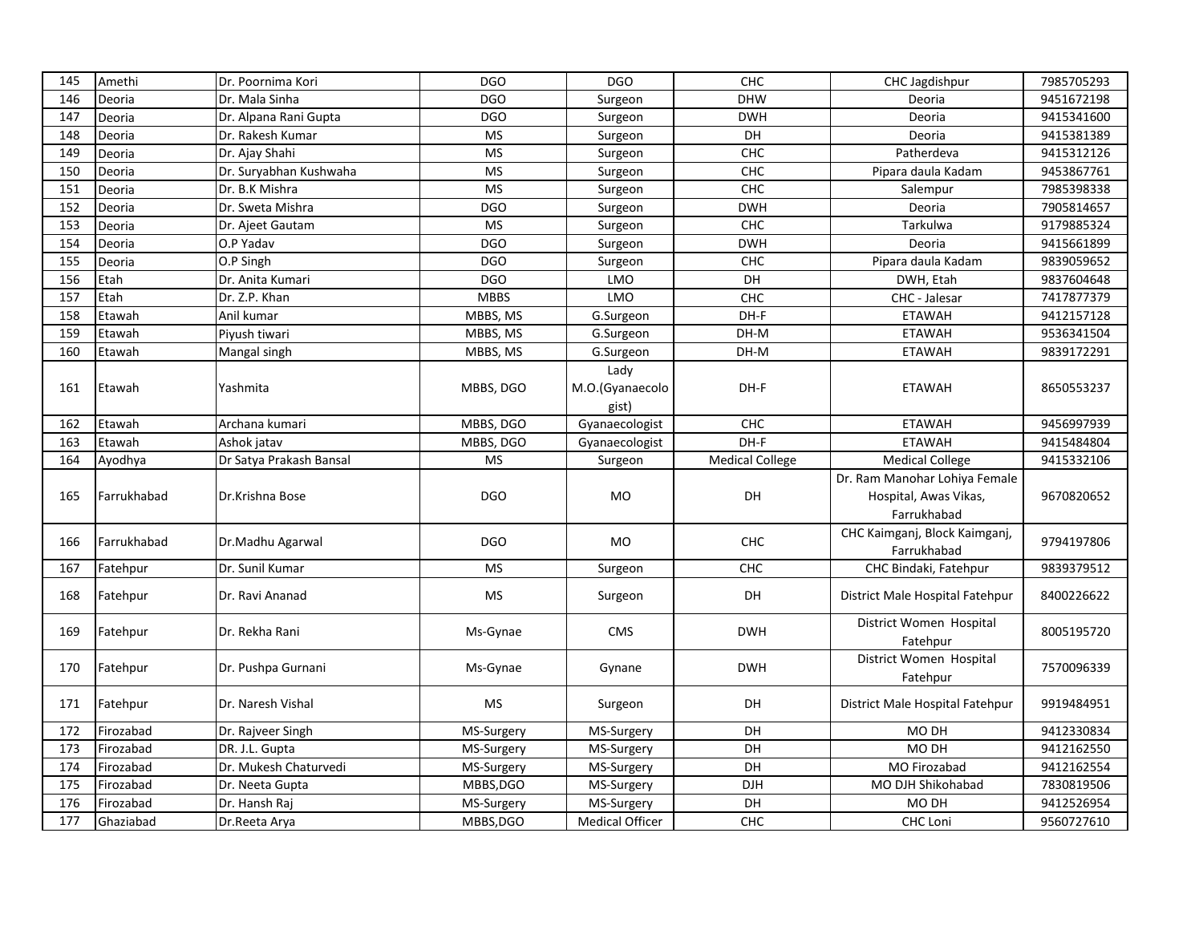| 145 | Amethi | Dr. Poornima Kori | DGO | DGO | CHC | CHC Jagdishpur | 7985705293 |
|---|---|---|---|---|---|---|---|
| 146 | Deoria | Dr. Mala Sinha | DGO | Surgeon | DHW | Deoria | 9451672198 |
| 147 | Deoria | Dr. Alpana Rani Gupta | DGO | Surgeon | DWH | Deoria | 9415341600 |
| 148 | Deoria | Dr. Rakesh Kumar | MS | Surgeon | DH | Deoria | 9415381389 |
| 149 | Deoria | Dr. Ajay Shahi | MS | Surgeon | CHC | Patherdeva | 9415312126 |
| 150 | Deoria | Dr. Suryabhan Kushwaha | MS | Surgeon | CHC | Pipara daula Kadam | 9453867761 |
| 151 | Deoria | Dr. B.K Mishra | MS | Surgeon | CHC | Salempur | 7985398338 |
| 152 | Deoria | Dr. Sweta Mishra | DGO | Surgeon | DWH | Deoria | 7905814657 |
| 153 | Deoria | Dr. Ajeet Gautam | MS | Surgeon | CHC | Tarkulwa | 9179885324 |
| 154 | Deoria | O.P Yadav | DGO | Surgeon | DWH | Deoria | 9415661899 |
| 155 | Deoria | O.P Singh | DGO | Surgeon | CHC | Pipara daula Kadam | 9839059652 |
| 156 | Etah | Dr. Anita Kumari | DGO | LMO | DH | DWH, Etah | 9837604648 |
| 157 | Etah | Dr. Z.P. Khan | MBBS | LMO | CHC | CHC - Jalesar | 7417877379 |
| 158 | Etawah | Anil kumar | MBBS, MS | G.Surgeon | DH-F | ETAWAH | 9412157128 |
| 159 | Etawah | Piyush tiwari | MBBS, MS | G.Surgeon | DH-M | ETAWAH | 9536341504 |
| 160 | Etawah | Mangal singh | MBBS, MS | G.Surgeon | DH-M | ETAWAH | 9839172291 |
| 161 | Etawah | Yashmita | MBBS, DGO | Lady M.O.(Gyanaecologist) | DH-F | ETAWAH | 8650553237 |
| 162 | Etawah | Archana kumari | MBBS, DGO | Gyanaecologist | CHC | ETAWAH | 9456997939 |
| 163 | Etawah | Ashok jatav | MBBS, DGO | Gyanaecologist | DH-F | ETAWAH | 9415484804 |
| 164 | Ayodhya | Dr Satya Prakash Bansal | MS | Surgeon | Medical College | Medical College | 9415332106 |
| 165 | Farrukhabad | Dr.Krishna Bose | DGO | MO | DH | Dr. Ram Manohar Lohiya Female Hospital, Awas Vikas, Farrukhabad | 9670820652 |
| 166 | Farrukhabad | Dr.Madhu Agarwal | DGO | MO | CHC | CHC Kaimganj, Block Kaimganj, Farrukhabad | 9794197806 |
| 167 | Fatehpur | Dr. Sunil Kumar | MS | Surgeon | CHC | CHC Bindaki, Fatehpur | 9839379512 |
| 168 | Fatehpur | Dr. Ravi Ananad | MS | Surgeon | DH | District Male Hospital Fatehpur | 8400226622 |
| 169 | Fatehpur | Dr. Rekha Rani | Ms-Gynae | CMS | DWH | District Women Hospital Fatehpur | 8005195720 |
| 170 | Fatehpur | Dr. Pushpa Gurnani | Ms-Gynae | Gynane | DWH | District Women Hospital Fatehpur | 7570096339 |
| 171 | Fatehpur | Dr. Naresh Vishal | MS | Surgeon | DH | District Male Hospital Fatehpur | 9919484951 |
| 172 | Firozabad | Dr. Rajveer Singh | MS-Surgery | MS-Surgery | DH | MO DH | 9412330834 |
| 173 | Firozabad | DR. J.L. Gupta | MS-Surgery | MS-Surgery | DH | MO DH | 9412162550 |
| 174 | Firozabad | Dr. Mukesh Chaturvedi | MS-Surgery | MS-Surgery | DH | MO Firozabad | 9412162554 |
| 175 | Firozabad | Dr. Neeta Gupta | MBBS,DGO | MS-Surgery | DJH | MO DJH Shikohabad | 7830819506 |
| 176 | Firozabad | Dr. Hansh Raj | MS-Surgery | MS-Surgery | DH | MO DH | 9412526954 |
| 177 | Ghaziabad | Dr.Reeta Arya | MBBS,DGO | Medical Officer | CHC | CHC Loni | 9560727610 |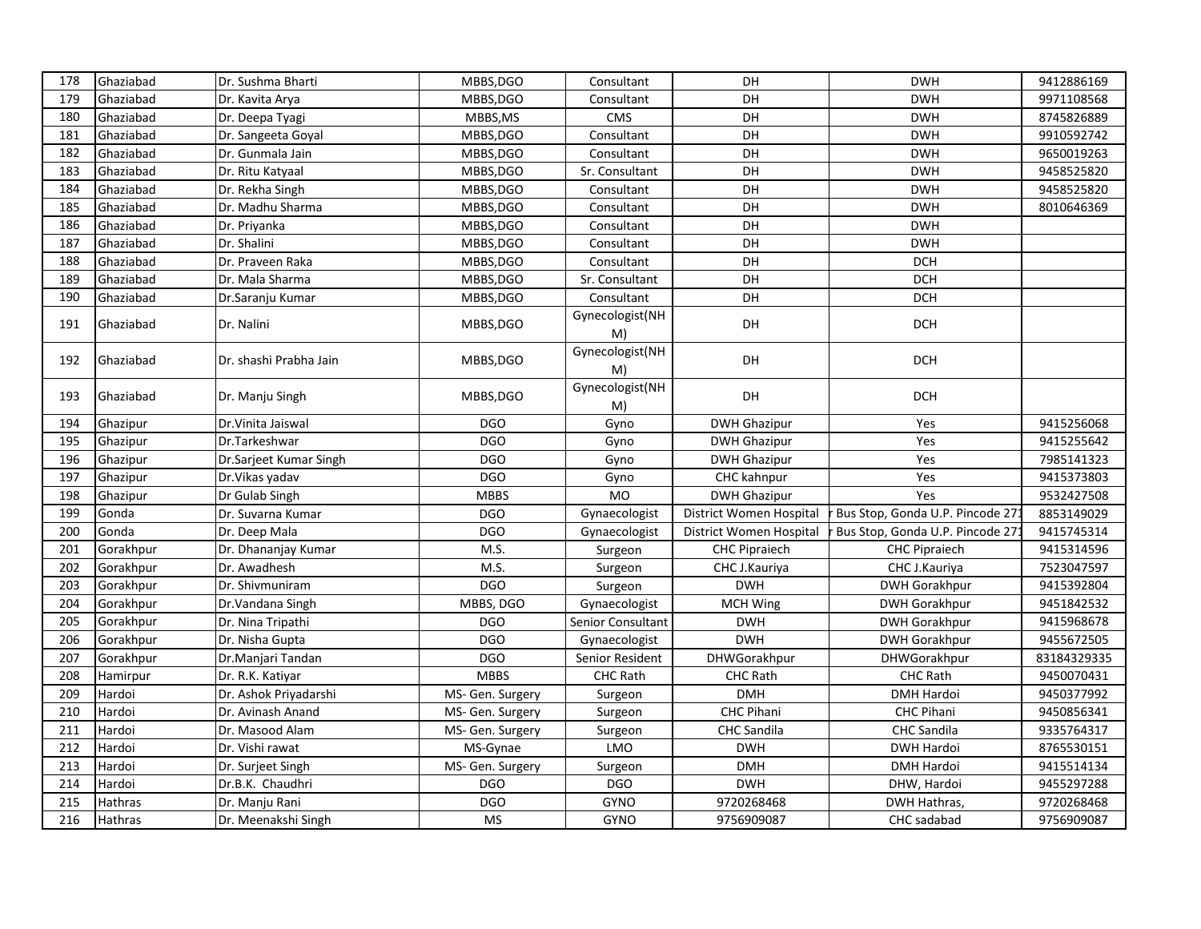| 178 | Ghaziabad | Dr. Sushma Bharti | MBBS,DGO | Consultant | DH | DWH | 9412886169 |
|---|---|---|---|---|---|---|---|
| 179 | Ghaziabad | Dr. Kavita Arya | MBBS,DGO | Consultant | DH | DWH | 9971108568 |
| 180 | Ghaziabad | Dr. Deepa Tyagi | MBBS,MS | CMS | DH | DWH | 8745826889 |
| 181 | Ghaziabad | Dr. Sangeeta Goyal | MBBS,DGO | Consultant | DH | DWH | 9910592742 |
| 182 | Ghaziabad | Dr. Gunmala Jain | MBBS,DGO | Consultant | DH | DWH | 9650019263 |
| 183 | Ghaziabad | Dr. Ritu Katyaal | MBBS,DGO | Sr. Consultant | DH | DWH | 9458525820 |
| 184 | Ghaziabad | Dr. Rekha Singh | MBBS,DGO | Consultant | DH | DWH | 9458525820 |
| 185 | Ghaziabad | Dr. Madhu Sharma | MBBS,DGO | Consultant | DH | DWH | 8010646369 |
| 186 | Ghaziabad | Dr. Priyanka | MBBS,DGO | Consultant | DH | DWH | |
| 187 | Ghaziabad | Dr. Shalini | MBBS,DGO | Consultant | DH | DWH | |
| 188 | Ghaziabad | Dr. Praveen Raka | MBBS,DGO | Consultant | DH | DCH | |
| 189 | Ghaziabad | Dr. Mala Sharma | MBBS,DGO | Sr. Consultant | DH | DCH | |
| 190 | Ghaziabad | Dr.Saranju Kumar | MBBS,DGO | Consultant | DH | DCH | |
| 191 | Ghaziabad | Dr. Nalini | MBBS,DGO | Gynecologist(NHM) | DH | DCH | |
| 192 | Ghaziabad | Dr. shashi Prabha Jain | MBBS,DGO | Gynecologist(NHM) | DH | DCH | |
| 193 | Ghaziabad | Dr. Manju Singh | MBBS,DGO | Gynecologist(NHM) | DH | DCH | |
| 194 | Ghazipur | Dr.Vinita Jaiswal | DGO | Gyno | DWH Ghazipur | Yes | 9415256068 |
| 195 | Ghazipur | Dr.Tarkeshwar | DGO | Gyno | DWH Ghazipur | Yes | 9415255642 |
| 196 | Ghazipur | Dr.Sarjeet Kumar Singh | DGO | Gyno | DWH Ghazipur | Yes | 7985141323 |
| 197 | Ghazipur | Dr.Vikas yadav | DGO | Gyno | CHC kahnpur | Yes | 9415373803 |
| 198 | Ghazipur | Dr Gulab Singh | MBBS | MO | DWH Ghazipur | Yes | 9532427508 |
| 199 | Gonda | Dr. Suvarna Kumar | DGO | Gynaecologist | District Women Hospital | r Bus Stop, Gonda U.P. Pincode 27 | 8853149029 |
| 200 | Gonda | Dr. Deep Mala | DGO | Gynaecologist | District Women Hospital | r Bus Stop, Gonda U.P. Pincode 27 | 9415745314 |
| 201 | Gorakhpur | Dr. Dhananjay Kumar | M.S. | Surgeon | CHC Pipraiech | CHC Pipraiech | 9415314596 |
| 202 | Gorakhpur | Dr. Awadhesh | M.S. | Surgeon | CHC J.Kauriya | CHC J.Kauriya | 7523047597 |
| 203 | Gorakhpur | Dr. Shivmuniram | DGO | Surgeon | DWH | DWH Gorakhpur | 9415392804 |
| 204 | Gorakhpur | Dr.Vandana Singh | MBBS, DGO | Gynaecologist | MCH Wing | DWH Gorakhpur | 9451842532 |
| 205 | Gorakhpur | Dr. Nina Tripathi | DGO | Senior Consultant | DWH | DWH Gorakhpur | 9415968678 |
| 206 | Gorakhpur | Dr. Nisha Gupta | DGO | Gynaecologist | DWH | DWH Gorakhpur | 9455672505 |
| 207 | Gorakhpur | Dr.Manjari Tandan | DGO | Senior Resident | DHWGorakhpur | DHWGorakhpur | 83184329335 |
| 208 | Hamirpur | Dr. R.K. Katiyar | MBBS | CHC Rath | CHC Rath | CHC Rath | 9450070431 |
| 209 | Hardoi | Dr. Ashok Priyadarshi | MS- Gen. Surgery | Surgeon | DMH | DMH Hardoi | 9450377992 |
| 210 | Hardoi | Dr. Avinash Anand | MS- Gen. Surgery | Surgeon | CHC Pihani | CHC Pihani | 9450856341 |
| 211 | Hardoi | Dr. Masood Alam | MS- Gen. Surgery | Surgeon | CHC Sandila | CHC Sandila | 9335764317 |
| 212 | Hardoi | Dr. Vishi rawat | MS-Gynae | LMO | DWH | DWH Hardoi | 8765530151 |
| 213 | Hardoi | Dr. Surjeet Singh | MS- Gen. Surgery | Surgeon | DMH | DMH Hardoi | 9415514134 |
| 214 | Hardoi | Dr.B.K. Chaudhri | DGO | DGO | DWH | DHW, Hardoi | 9455297288 |
| 215 | Hathras | Dr. Manju Rani | DGO | GYNO | 9720268468 | DWH Hathras, | 9720268468 |
| 216 | Hathras | Dr. Meenakshi Singh | MS | GYNO | 9756909087 | CHC sadabad | 9756909087 |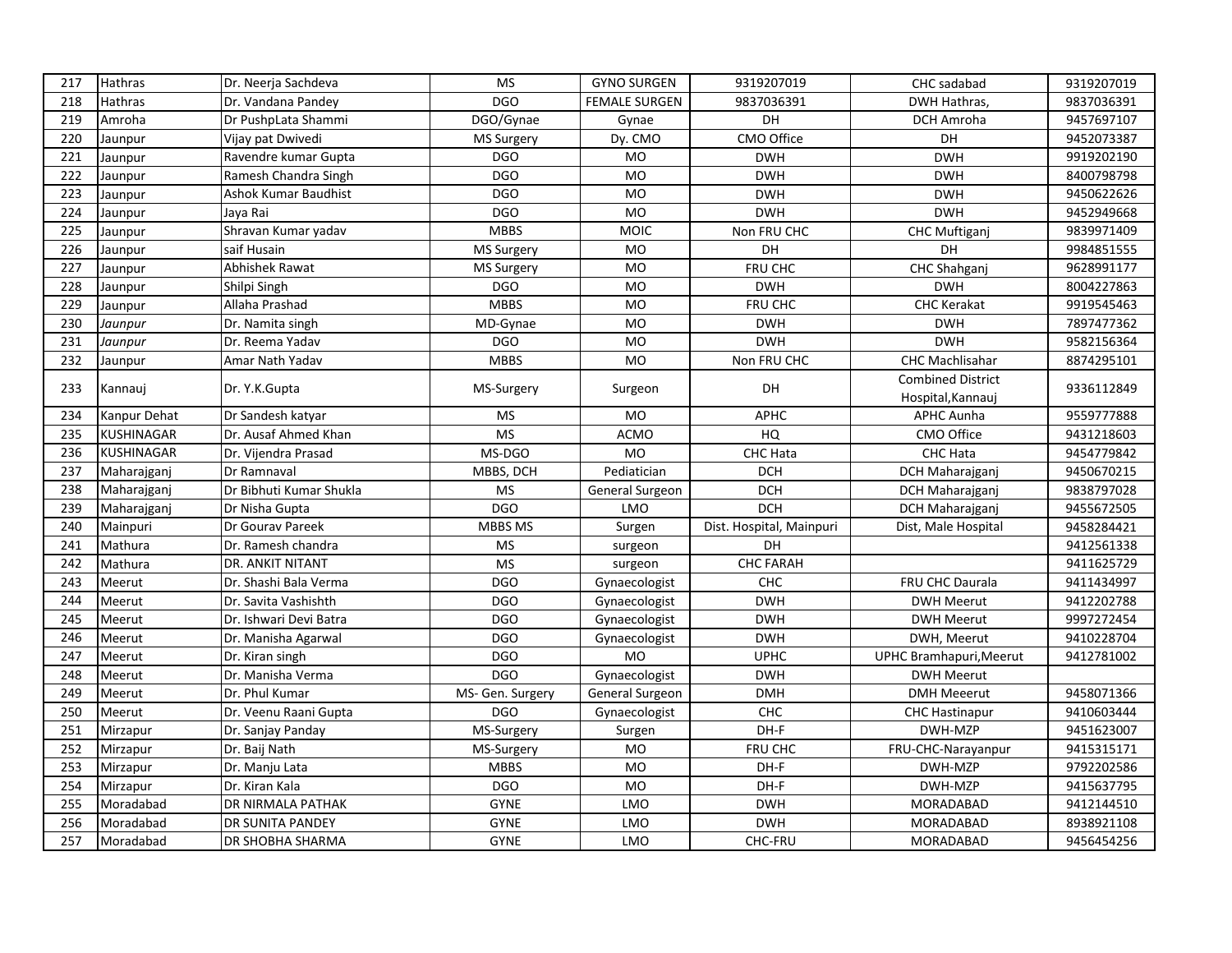| 217 | Hathras | Dr. Neerja Sachdeva | MS | GYNO SURGEN | 9319207019 | CHC sadabad | 9319207019 |
|---|---|---|---|---|---|---|---|
| 218 | Hathras | Dr. Vandana Pandey | DGO | FEMALE SURGEN | 9837036391 | DWH Hathras, | 9837036391 |
| 219 | Amroha | Dr PushpLata Shammi | DGO/Gynae | Gynae | DH | DCH Amroha | 9457697107 |
| 220 | Jaunpur | Vijay pat Dwivedi | MS Surgery | Dy. CMO | CMO Office | DH | 9452073387 |
| 221 | Jaunpur | Ravendre kumar Gupta | DGO | MO | DWH | DWH | 9919202190 |
| 222 | Jaunpur | Ramesh Chandra Singh | DGO | MO | DWH | DWH | 8400798798 |
| 223 | Jaunpur | Ashok Kumar Baudhist | DGO | MO | DWH | DWH | 9450622626 |
| 224 | Jaunpur | Jaya Rai | DGO | MO | DWH | DWH | 9452949668 |
| 225 | Jaunpur | Shravan Kumar yadav | MBBS | MOIC | Non FRU CHC | CHC Muftiganj | 9839971409 |
| 226 | Jaunpur | saif Husain | MS Surgery | MO | DH | DH | 9984851555 |
| 227 | Jaunpur | Abhishek Rawat | MS Surgery | MO | FRU CHC | CHC Shahganj | 9628991177 |
| 228 | Jaunpur | Shilpi Singh | DGO | MO | DWH | DWH | 8004227863 |
| 229 | Jaunpur | Allaha Prashad | MBBS | MO | FRU CHC | CHC Kerakat | 9919545463 |
| 230 | *Jaunpur* | Dr. Namita singh | MD-Gynae | MO | DWH | DWH | 7897477362 |
| 231 | *Jaunpur* | Dr. Reema Yadav | DGO | MO | DWH | DWH | 9582156364 |
| 232 | Jaunpur | Amar Nath Yadav | MBBS | MO | Non FRU CHC | CHC Machlisahar | 8874295101 |
| 233 | Kannauj | Dr. Y.K.Gupta | MS-Surgery | Surgeon | DH | Combined District Hospital,Kannauj | 9336112849 |
| 234 | Kanpur Dehat | Dr Sandesh katyar | MS | MO | APHC | APHC Aunha | 9559777888 |
| 235 | KUSHINAGAR | Dr. Ausaf Ahmed Khan | MS | ACMO | HQ | CMO Office | 9431218603 |
| 236 | KUSHINAGAR | Dr. Vijendra Prasad | MS-DGO | MO | CHC Hata | CHC Hata | 9454779842 |
| 237 | Maharajganj | Dr Ramnaval | MBBS, DCH | Pediatician | DCH | DCH Maharajganj | 9450670215 |
| 238 | Maharajganj | Dr Bibhuti Kumar Shukla | MS | General Surgeon | DCH | DCH Maharajganj | 9838797028 |
| 239 | Maharajganj | Dr Nisha Gupta | DGO | LMO | DCH | DCH Maharajganj | 9455672505 |
| 240 | Mainpuri | Dr Gourav Pareek | MBBS MS | Surgen | Dist. Hospital, Mainpuri | Dist, Male Hospital | 9458284421 |
| 241 | Mathura | Dr. Ramesh chandra | MS | surgeon | DH | | 9412561338 |
| 242 | Mathura | DR. ANKIT NITANT | MS | surgeon | CHC FARAH | | 9411625729 |
| 243 | Meerut | Dr. Shashi Bala Verma | DGO | Gynaecologist | CHC | FRU CHC Daurala | 9411434997 |
| 244 | Meerut | Dr. Savita Vashishth | DGO | Gynaecologist | DWH | DWH Meerut | 9412202788 |
| 245 | Meerut | Dr. Ishwari Devi Batra | DGO | Gynaecologist | DWH | DWH Meerut | 9997272454 |
| 246 | Meerut | Dr. Manisha Agarwal | DGO | Gynaecologist | DWH | DWH, Meerut | 9410228704 |
| 247 | Meerut | Dr. Kiran singh | DGO | MO | UPHC | UPHC Bramhapuri,Meerut | 9412781002 |
| 248 | Meerut | Dr. Manisha Verma | DGO | Gynaecologist | DWH | DWH Meerut | |
| 249 | Meerut | Dr. Phul Kumar | MS- Gen. Surgery | General Surgeon | DMH | DMH Meeerut | 9458071366 |
| 250 | Meerut | Dr. Veenu Raani Gupta | DGO | Gynaecologist | CHC | CHC Hastinapur | 9410603444 |
| 251 | Mirzapur | Dr. Sanjay Panday | MS-Surgery | Surgen | DH-F | DWH-MZP | 9451623007 |
| 252 | Mirzapur | Dr. Baij Nath | MS-Surgery | MO | FRU CHC | FRU-CHC-Narayanpur | 9415315171 |
| 253 | Mirzapur | Dr. Manju Lata | MBBS | MO | DH-F | DWH-MZP | 9792202586 |
| 254 | Mirzapur | Dr. Kiran Kala | DGO | MO | DH-F | DWH-MZP | 9415637795 |
| 255 | Moradabad | DR NIRMALA PATHAK | GYNE | LMO | DWH | MORADABAD | 9412144510 |
| 256 | Moradabad | DR SUNITA PANDEY | GYNE | LMO | DWH | MORADABAD | 8938921108 |
| 257 | Moradabad | DR SHOBHA SHARMA | GYNE | LMO | CHC-FRU | MORADABAD | 9456454256 |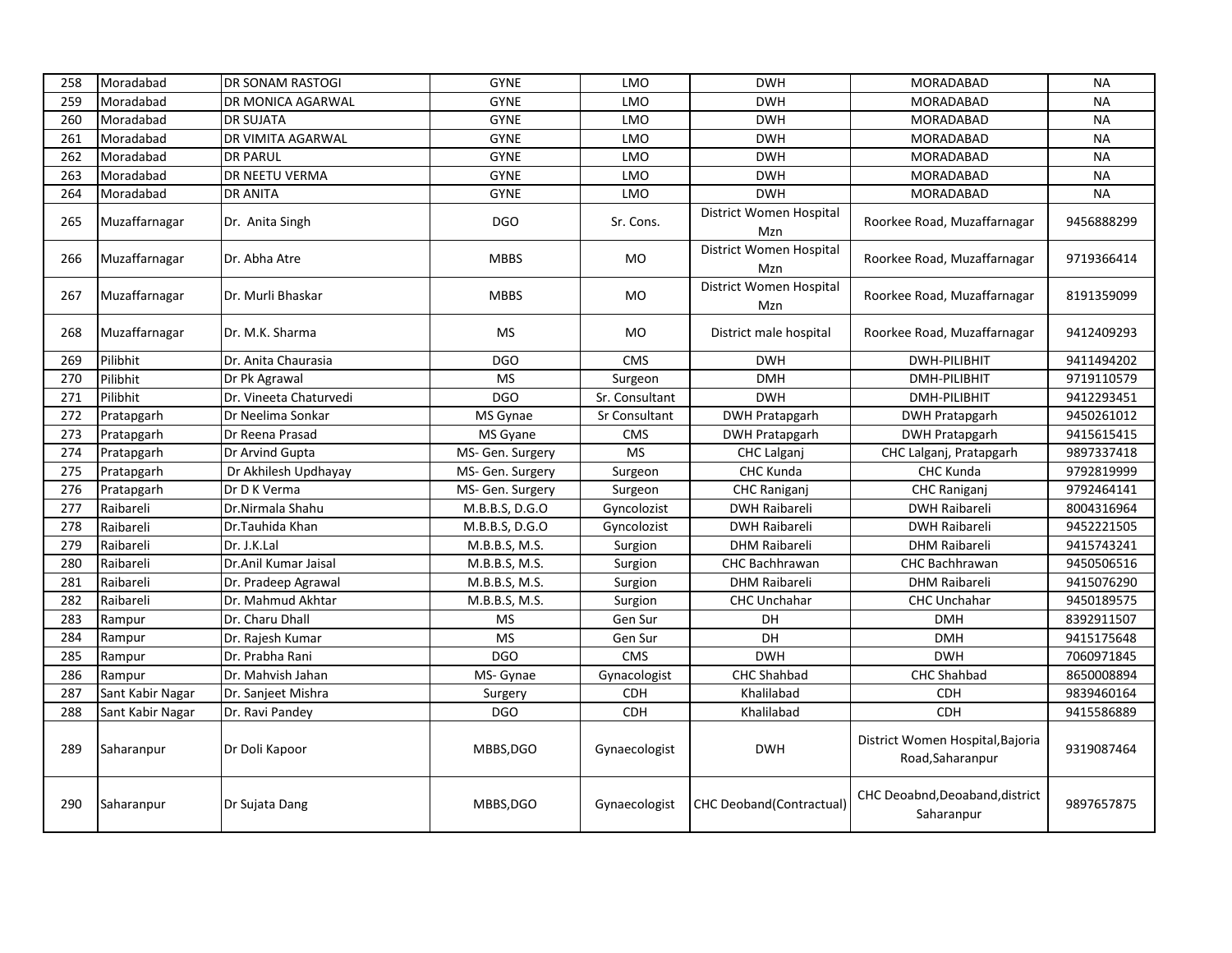| 258 | Moradabad | DR SONAM RASTOGI | GYNE | LMO | DWH | MORADABAD | NA |
|---|---|---|---|---|---|---|---|
| 259 | Moradabad | DR MONICA AGARWAL | GYNE | LMO | DWH | MORADABAD | NA |
| 260 | Moradabad | DR SUJATA | GYNE | LMO | DWH | MORADABAD | NA |
| 261 | Moradabad | DR VIMITA AGARWAL | GYNE | LMO | DWH | MORADABAD | NA |
| 262 | Moradabad | DR PARUL | GYNE | LMO | DWH | MORADABAD | NA |
| 263 | Moradabad | DR NEETU VERMA | GYNE | LMO | DWH | MORADABAD | NA |
| 264 | Moradabad | DR ANITA | GYNE | LMO | DWH | MORADABAD | NA |
| 265 | Muzaffarnagar | Dr. Anita Singh | DGO | Sr. Cons. | District Women Hospital Mzn | Roorkee Road, Muzaffarnagar | 9456888299 |
| 266 | Muzaffarnagar | Dr. Abha Atre | MBBS | MO | District Women Hospital Mzn | Roorkee Road, Muzaffarnagar | 9719366414 |
| 267 | Muzaffarnagar | Dr. Murli Bhaskar | MBBS | MO | District Women Hospital Mzn | Roorkee Road, Muzaffarnagar | 8191359099 |
| 268 | Muzaffarnagar | Dr. M.K. Sharma | MS | MO | District male hospital | Roorkee Road, Muzaffarnagar | 9412409293 |
| 269 | Pilibhit | Dr. Anita Chaurasia | DGO | CMS | DWH | DWH-PILIBHIT | 9411494202 |
| 270 | Pilibhit | Dr Pk Agrawal | MS | Surgeon | DMH | DMH-PILIBHIT | 9719110579 |
| 271 | Pilibhit | Dr. Vineeta Chaturvedi | DGO | Sr. Consultant | DWH | DMH-PILIBHIT | 9412293451 |
| 272 | Pratapgarh | Dr Neelima Sonkar | MS Gynae | Sr Consultant | DWH Pratapgarh | DWH Pratapgarh | 9450261012 |
| 273 | Pratapgarh | Dr Reena Prasad | MS Gyane | CMS | DWH Pratapgarh | DWH Pratapgarh | 9415615415 |
| 274 | Pratapgarh | Dr Arvind Gupta | MS- Gen. Surgery | MS | CHC Lalganj | CHC Lalganj, Pratapgarh | 9897337418 |
| 275 | Pratapgarh | Dr Akhilesh Updhayay | MS- Gen. Surgery | Surgeon | CHC Kunda | CHC Kunda | 9792819999 |
| 276 | Pratapgarh | Dr D K Verma | MS- Gen. Surgery | Surgeon | CHC Raniganj | CHC Raniganj | 9792464141 |
| 277 | Raibareli | Dr.Nirmala Shahu | M.B.B.S, D.G.O | Gyncolozist | DWH Raibareli | DWH Raibareli | 8004316964 |
| 278 | Raibareli | Dr.Tauhida Khan | M.B.B.S, D.G.O | Gyncolozist | DWH Raibareli | DWH Raibareli | 9452221505 |
| 279 | Raibareli | Dr. J.K.Lal | M.B.B.S, M.S. | Surgion | DHM Raibareli | DHM Raibareli | 9415743241 |
| 280 | Raibareli | Dr.Anil Kumar Jaisal | M.B.B.S, M.S. | Surgion | CHC Bachhrawan | CHC Bachhrawan | 9450506516 |
| 281 | Raibareli | Dr. Pradeep Agrawal | M.B.B.S, M.S. | Surgion | DHM Raibareli | DHM Raibareli | 9415076290 |
| 282 | Raibareli | Dr. Mahmud Akhtar | M.B.B.S, M.S. | Surgion | CHC Unchahar | CHC Unchahar | 9450189575 |
| 283 | Rampur | Dr. Charu Dhall | MS | Gen Sur | DH | DMH | 8392911507 |
| 284 | Rampur | Dr. Rajesh Kumar | MS | Gen Sur | DH | DMH | 9415175648 |
| 285 | Rampur | Dr. Prabha Rani | DGO | CMS | DWH | DWH | 7060971845 |
| 286 | Rampur | Dr. Mahvish Jahan | MS- Gynae | Gynacologist | CHC Shahbad | CHC Shahbad | 8650008894 |
| 287 | Sant Kabir Nagar | Dr. Sanjeet Mishra | Surgery | CDH | Khalilabad | CDH | 9839460164 |
| 288 | Sant Kabir Nagar | Dr. Ravi Pandey | DGO | CDH | Khalilabad | CDH | 9415586889 |
| 289 | Saharanpur | Dr Doli Kapoor | MBBS,DGO | Gynaecologist | DWH | District Women Hospital,Bajoria Road,Saharanpur | 9319087464 |
| 290 | Saharanpur | Dr Sujata Dang | MBBS,DGO | Gynaecologist | CHC Deoband(Contractual) | CHC Deoabnd,Deoaband,district Saharanpur | 9897657875 |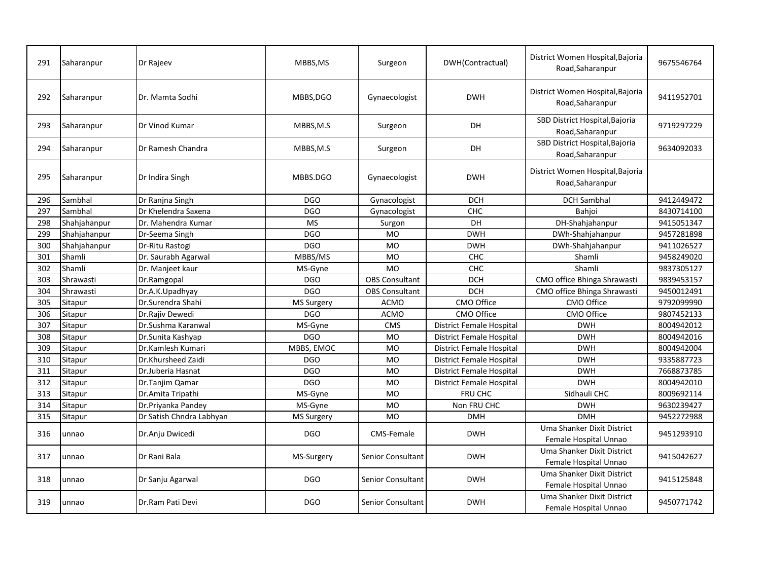| 291 | Saharanpur | Dr Rajeev | MBBS,MS | Surgeon | DWH(Contractual) | District Women Hospital,Bajoria Road,Saharanpur | 9675546764 |
|---|---|---|---|---|---|---|---|
| 292 | Saharanpur | Dr. Mamta Sodhi | MBBS,DGO | Gynaecologist | DWH | District Women Hospital,Bajoria Road,Saharanpur | 9411952701 |
| 293 | Saharanpur | Dr Vinod Kumar | MBBS,M.S | Surgeon | DH | SBD District Hospital,Bajoria Road,Saharanpur | 9719297229 |
| 294 | Saharanpur | Dr Ramesh Chandra | MBBS,M.S | Surgeon | DH | SBD District Hospital,Bajoria Road,Saharanpur | 9634092033 |
| 295 | Saharanpur | Dr Indira Singh | MBBS.DGO | Gynaecologist | DWH | District Women Hospital,Bajoria Road,Saharanpur | |
| 296 | Sambhal | Dr Ranjna Singh | DGO | Gynacologist | DCH | DCH Sambhal | 9412449472 |
| 297 | Sambhal | Dr Khelendra Saxena | DGO | Gynacologist | CHC | Bahjoi | 8430714100 |
| 298 | Shahjahanpur | Dr. Mahendra Kumar | MS | Surgon | DH | DH-Shahjahanpur | 9415051347 |
| 299 | Shahjahanpur | Dr-Seema Singh | DGO | MO | DWH | DWh-Shahjahanpur | 9457281898 |
| 300 | Shahjahanpur | Dr-Ritu Rastogi | DGO | MO | DWH | DWh-Shahjahanpur | 9411026527 |
| 301 | Shamli | Dr. Saurabh Agarwal | MBBS/MS | MO | CHC | Shamli | 9458249020 |
| 302 | Shamli | Dr. Manjeet kaur | MS-Gyne | MO | CHC | Shamli | 9837305127 |
| 303 | Shrawasti | Dr.Ramgopal | DGO | OBS Consultant | DCH | CMO office Bhinga Shrawasti | 9839453157 |
| 304 | Shrawasti | Dr.A.K.Upadhyay | DGO | OBS Consultant | DCH | CMO office Bhinga Shrawasti | 9450012491 |
| 305 | Sitapur | Dr.Surendra Shahi | MS Surgery | ACMO | CMO Office | CMO Office | 9792099990 |
| 306 | Sitapur | Dr.Rajiv Dewedi | DGO | ACMO | CMO Office | CMO Office | 9807452133 |
| 307 | Sitapur | Dr.Sushma Karanwal | MS-Gyne | CMS | District Female Hospital | DWH | 8004942012 |
| 308 | Sitapur | Dr.Sunita Kashyap | DGO | MO | District Female Hospital | DWH | 8004942016 |
| 309 | Sitapur | Dr.Kamlesh Kumari | MBBS, EMOC | MO | District Female Hospital | DWH | 8004942004 |
| 310 | Sitapur | Dr.Khursheed Zaidi | DGO | MO | District Female Hospital | DWH | 9335887723 |
| 311 | Sitapur | Dr.Juberia Hasnat | DGO | MO | District Female Hospital | DWH | 7668873785 |
| 312 | Sitapur | Dr.Tanjim Qamar | DGO | MO | District Female Hospital | DWH | 8004942010 |
| 313 | Sitapur | Dr.Amita Tripathi | MS-Gyne | MO | FRU CHC | Sidhauli CHC | 8009692114 |
| 314 | Sitapur | Dr.Priyanka Pandey | MS-Gyne | MO | Non FRU CHC | DWH | 9630239427 |
| 315 | Sitapur | Dr Satish Chndra Labhyan | MS Surgery | MO | DMH | DMH | 9452272988 |
| 316 | unnao | Dr.Anju Dwicedi | DGO | CMS-Female | DWH | Uma Shanker Dixit District Female Hospital Unnao | 9451293910 |
| 317 | unnao | Dr Rani Bala | MS-Surgery | Senior Consultant | DWH | Uma Shanker Dixit District Female Hospital Unnao | 9415042627 |
| 318 | unnao | Dr Sanju Agarwal | DGO | Senior Consultant | DWH | Uma Shanker Dixit District Female Hospital Unnao | 9415125848 |
| 319 | unnao | Dr.Ram Pati Devi | DGO | Senior Consultant | DWH | Uma Shanker Dixit District Female Hospital Unnao | 9450771742 |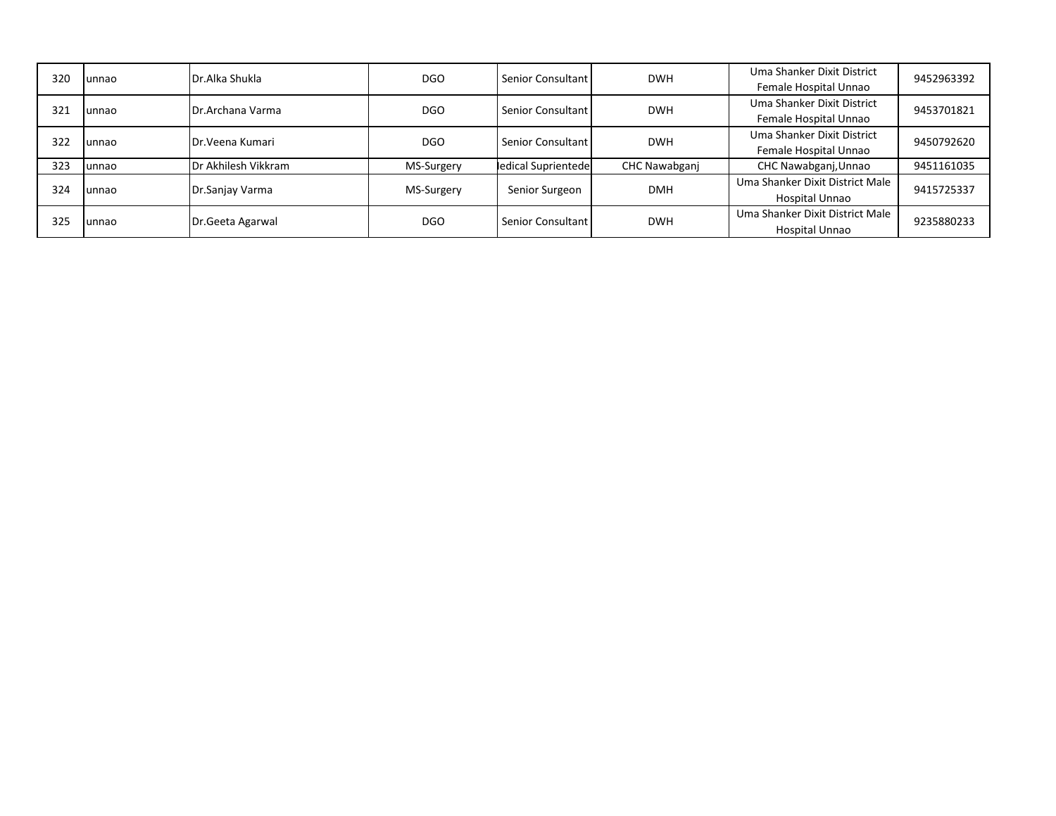| | | | | | | | |
|---|---|---|---|---|---|---|---|
| 320 | unnao | Dr.Alka Shukla | DGO | Senior Consultant | DWH | Uma Shanker Dixit District Female Hospital Unnao | 9452963392 |
| 321 | unnao | Dr.Archana Varma | DGO | Senior Consultant | DWH | Uma Shanker Dixit District Female Hospital Unnao | 9453701821 |
| 322 | unnao | Dr.Veena Kumari | DGO | Senior Consultant | DWH | Uma Shanker Dixit District Female Hospital Unnao | 9450792620 |
| 323 | unnao | Dr Akhilesh Vikkram | MS-Surgery | ledical Suprientede | CHC Nawabganj | CHC Nawabganj,Unnao | 9451161035 |
| 324 | unnao | Dr.Sanjay Varma | MS-Surgery | Senior Surgeon | DMH | Uma Shanker Dixit District Male Hospital Unnao | 9415725337 |
| 325 | unnao | Dr.Geeta Agarwal | DGO | Senior Consultant | DWH | Uma Shanker Dixit District Male Hospital Unnao | 9235880233 |